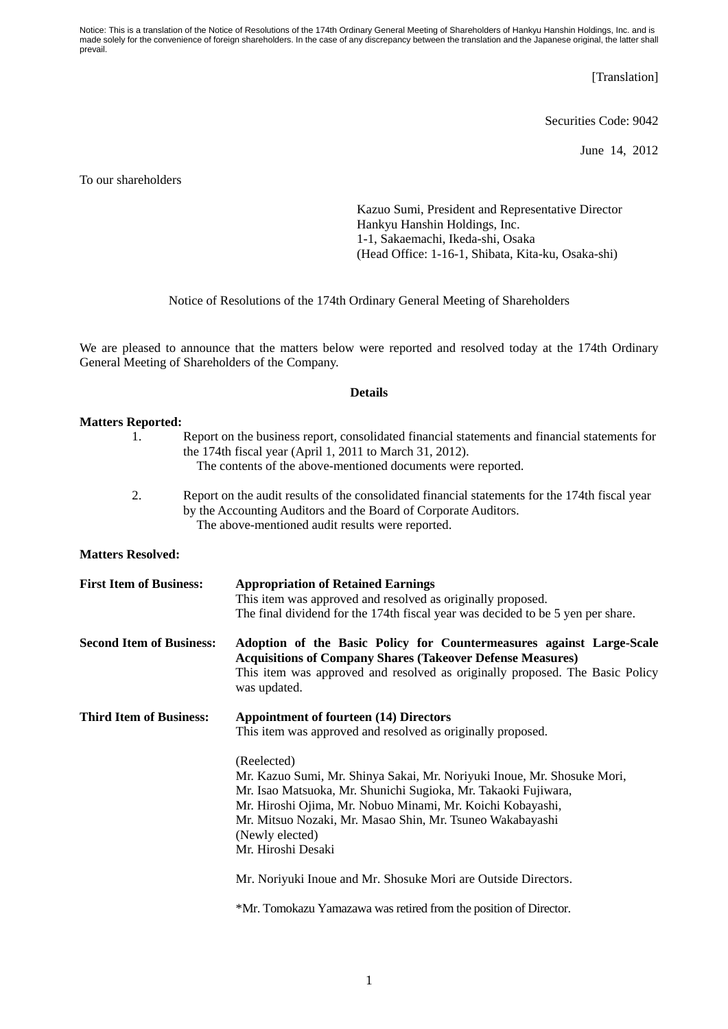Notice: This is a translation of the Notice of Resolutions of the 174th Ordinary General Meeting of Shareholders of Hankyu Hanshin Holdings, Inc. and is made solely for the convenience of foreign shareholders. In the case of any discrepancy between the translation and the Japanese original, the latter shall prevail.

[Translation]

Securities Code: 9042

June 14, 2012

To our shareholders

Kazuo Sumi, President and Representative Director
Hankyu Hanshin Holdings, Inc.
1-1, Sakaemachi, Ikeda-shi, Osaka
(Head Office: 1-16-1, Shibata, Kita-ku, Osaka-shi)

# Notice of Resolutions of the 174th Ordinary General Meeting of Shareholders

We are pleased to announce that the matters below were reported and resolved today at the 174th Ordinary General Meeting of Shareholders of the Company.

## Details

**Matters Reported:**

1. Report on the business report, consolidated financial statements and financial statements for the 174th fiscal year (April 1, 2011 to March 31, 2012).
   The contents of the above-mentioned documents were reported.

2. Report on the audit results of the consolidated financial statements for the 174th fiscal year by the Accounting Auditors and the Board of Corporate Auditors.
   The above-mentioned audit results were reported.

**Matters Resolved:**

**First Item of Business: Appropriation of Retained Earnings**
This item was approved and resolved as originally proposed.
The final dividend for the 174th fiscal year was decided to be 5 yen per share.

**Second Item of Business: Adoption of the Basic Policy for Countermeasures against Large-Scale Acquisitions of Company Shares (Takeover Defense Measures)**
This item was approved and resolved as originally proposed. The Basic Policy was updated.

**Third Item of Business: Appointment of fourteen (14) Directors**
This item was approved and resolved as originally proposed.

(Reelected)
Mr. Kazuo Sumi, Mr. Shinya Sakai, Mr. Noriyuki Inoue, Mr. Shosuke Mori, Mr. Isao Matsuoka, Mr. Shunichi Sugioka, Mr. Takaoki Fujiwara, Mr. Hiroshi Ojima, Mr. Nobuo Minami, Mr. Koichi Kobayashi, Mr. Mitsuo Nozaki, Mr. Masao Shin, Mr. Tsuneo Wakabayashi
(Newly elected)
Mr. Hiroshi Desaki

Mr. Noriyuki Inoue and Mr. Shosuke Mori are Outside Directors.

*Mr. Tomokazu Yamazawa was retired from the position of Director.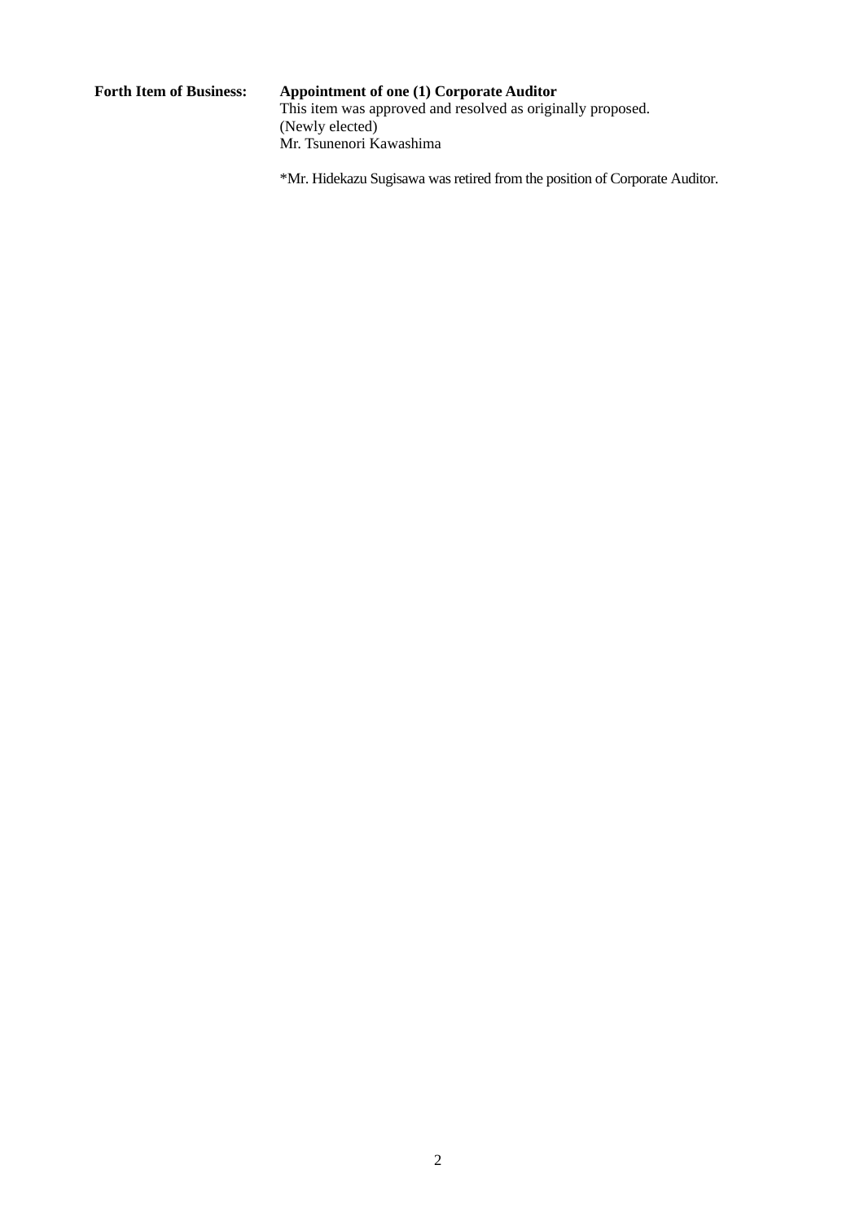**Forth Item of Business:** **Appointment of one (1) Corporate Auditor**

This item was approved and resolved as originally proposed.
(Newly elected)
Mr. Tsunenori Kawashima

*Mr. Hidekazu Sugisawa was retired from the position of Corporate Auditor.